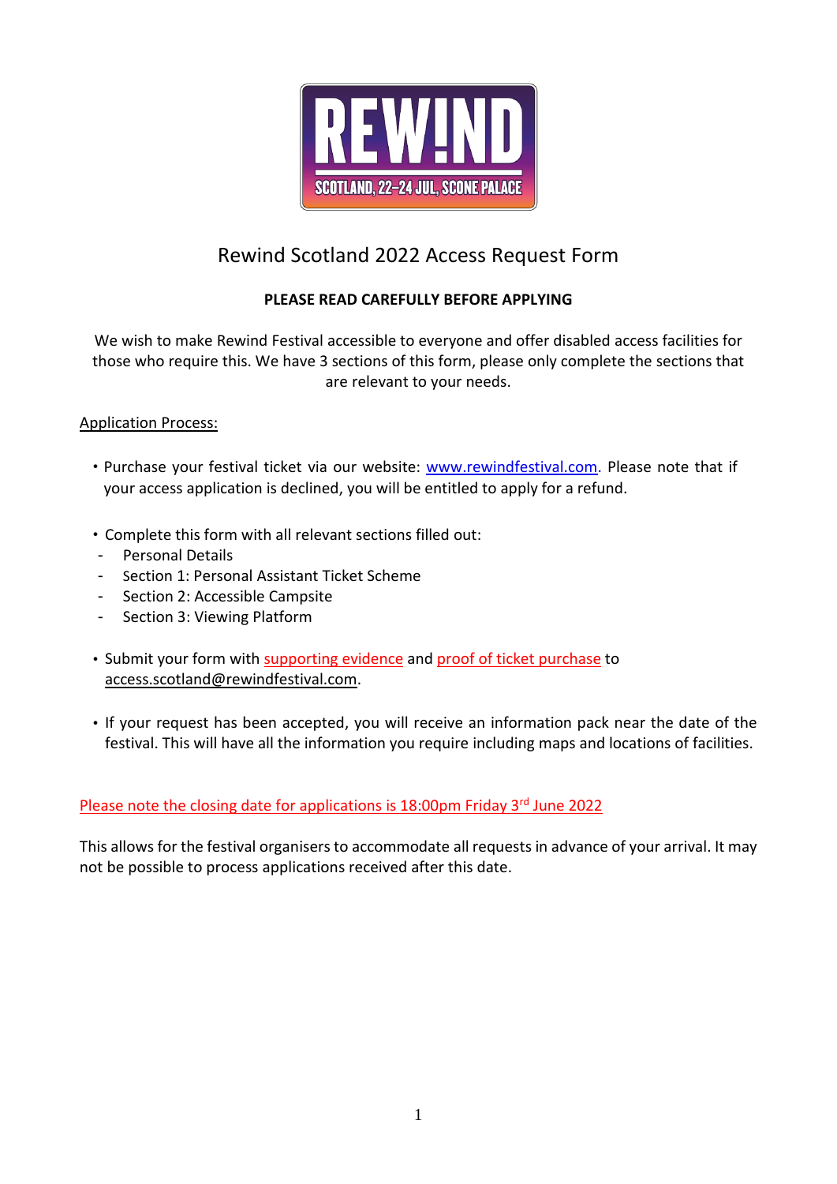REWIND

SCOTLAND, 22-24 JUL, SCONE PALACE

# Rewind Scotland 2022 Access Request Form

**PLEASE READ CAREFULLY BEFORE APPLYING**

We wish to make Rewind Festival accessible to everyone and offer disabled access facilities for those who require this. We have 3 sections of this form, please only complete the sections that are relevant to your needs.

Application Process:

- Purchase your festival ticket via our website: www.rewindfestival.com. Please note that if your access application is declined, you will be entitled to apply for a refund.

- Complete this form with all relevant sections filled out:
  - Personal Details
  - Section 1: Personal Assistant Ticket Scheme
  - Section 2: Accessible Campsite
  - Section 3: Viewing Platform

- Submit your form with supporting evidence and proof of ticket purchase to access.scotland@rewindfestival.com.

- If your request has been accepted, you will receive an information pack near the date of the festival. This will have all the information you require including maps and locations of facilities.

Please note the closing date for applications is 18:00pm Friday 3rd June 2022

This allows for the festival organisers to accommodate all requests in advance of your arrival. It may not be possible to process applications received after this date.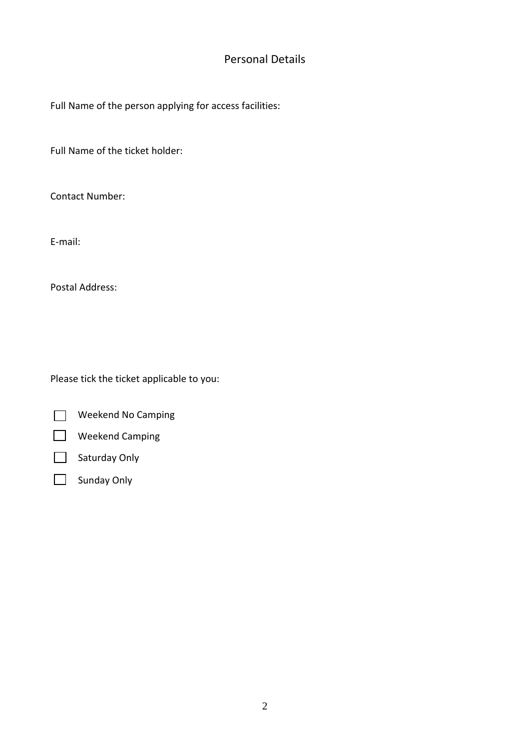## Personal Details

Full Name of the person applying for access facilities:

Full Name of the ticket holder:

Contact Number:

E-mail:

Postal Address:

Please tick the ticket applicable to you:

- ☐ Weekend No Camping
- ☐ Weekend Camping
- ☐ Saturday Only
- ☐ Sunday Only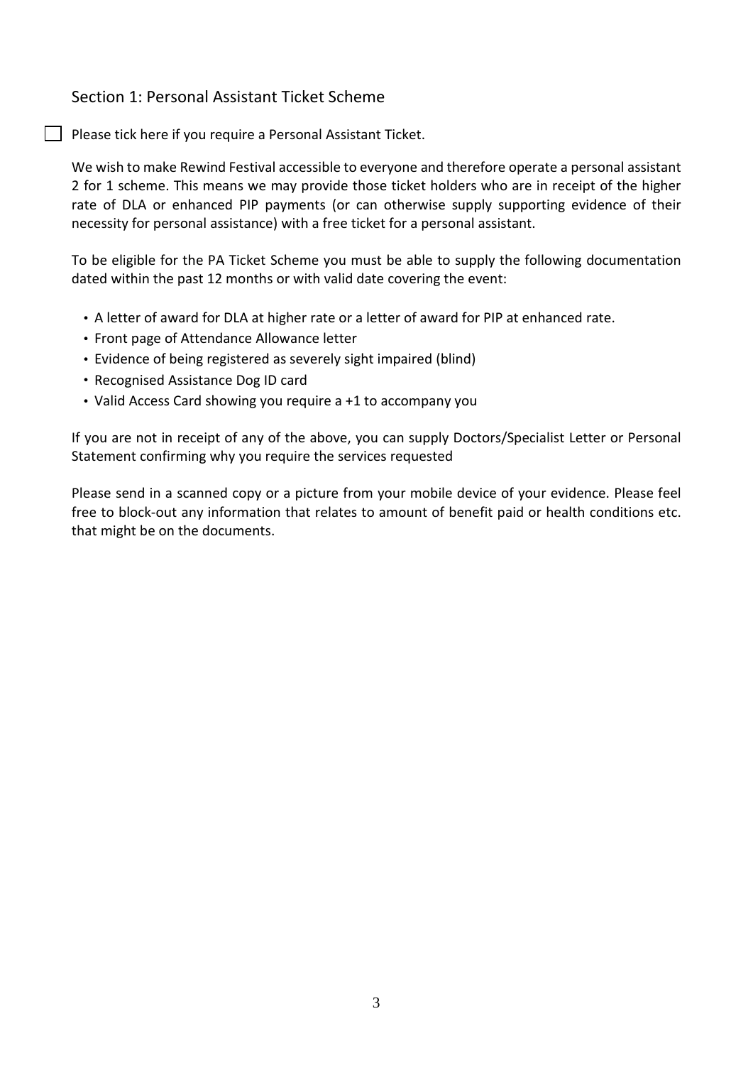## Section 1: Personal Assistant Ticket Scheme

☐ Please tick here if you require a Personal Assistant Ticket.

We wish to make Rewind Festival accessible to everyone and therefore operate a personal assistant 2 for 1 scheme. This means we may provide those ticket holders who are in receipt of the higher rate of DLA or enhanced PIP payments (or can otherwise supply supporting evidence of their necessity for personal assistance) with a free ticket for a personal assistant.

To be eligible for the PA Ticket Scheme you must be able to supply the following documentation dated within the past 12 months or with valid date covering the event:

- A letter of award for DLA at higher rate or a letter of award for PIP at enhanced rate.
- Front page of Attendance Allowance letter
- Evidence of being registered as severely sight impaired (blind)
- Recognised Assistance Dog ID card
- Valid Access Card showing you require a +1 to accompany you

If you are not in receipt of any of the above, you can supply Doctors/Specialist Letter or Personal Statement confirming why you require the services requested

Please send in a scanned copy or a picture from your mobile device of your evidence. Please feel free to block-out any information that relates to amount of benefit paid or health conditions etc. that might be on the documents.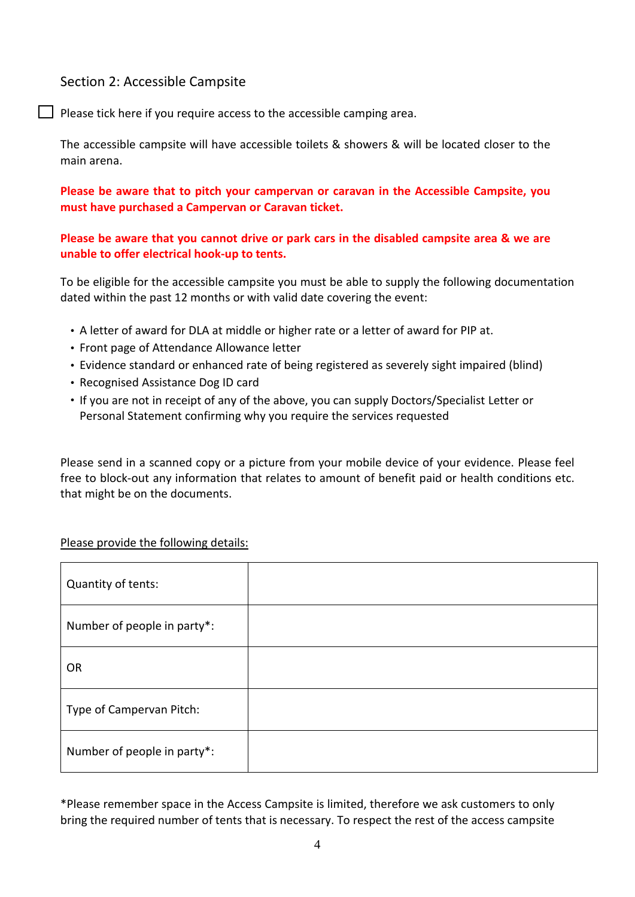## Section 2: Accessible Campsite

☐ Please tick here if you require access to the accessible camping area.

The accessible campsite will have accessible toilets & showers & will be located closer to the main arena.

**Please be aware that to pitch your campervan or caravan in the Accessible Campsite, you must have purchased a Campervan or Caravan ticket.**

**Please be aware that you cannot drive or park cars in the disabled campsite area & we are unable to offer electrical hook-up to tents.**

To be eligible for the accessible campsite you must be able to supply the following documentation dated within the past 12 months or with valid date covering the event:

- A letter of award for DLA at middle or higher rate or a letter of award for PIP at.
- Front page of Attendance Allowance letter
- Evidence standard or enhanced rate of being registered as severely sight impaired (blind)
- Recognised Assistance Dog ID card
- If you are not in receipt of any of the above, you can supply Doctors/Specialist Letter or Personal Statement confirming why you require the services requested

Please send in a scanned copy or a picture from your mobile device of your evidence. Please feel free to block-out any information that relates to amount of benefit paid or health conditions etc. that might be on the documents.

Please provide the following details:

| | |
|---|---|
| Quantity of tents: | |
| Number of people in party*: | |
| OR | |
| Type of Campervan Pitch: | |
| Number of people in party*: | |

*Please remember space in the Access Campsite is limited, therefore we ask customers to only bring the required number of tents that is necessary. To respect the rest of the access campsite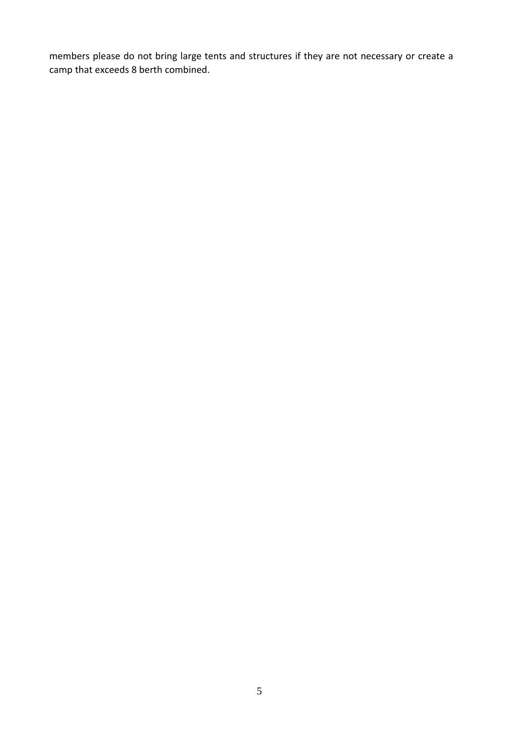members please do not bring large tents and structures if they are not necessary or create a camp that exceeds 8 berth combined.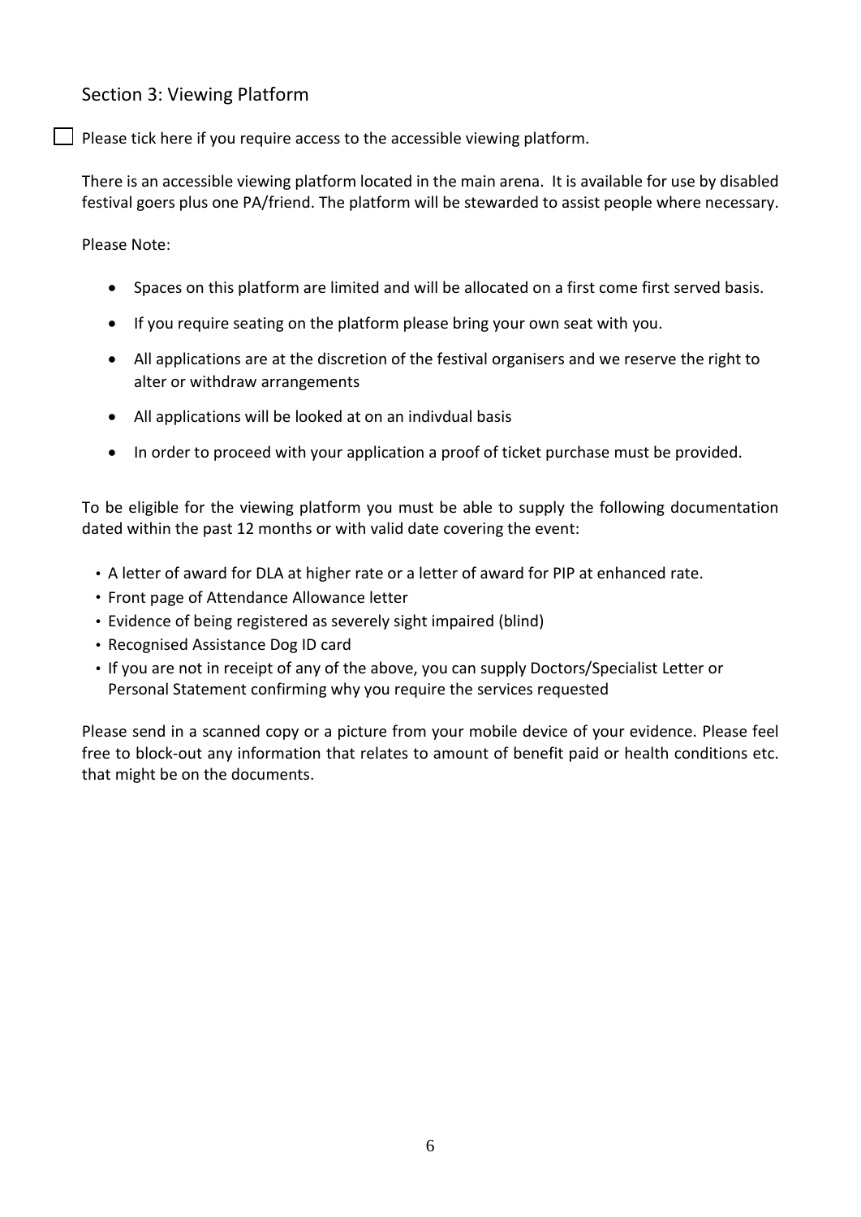## Section 3: Viewing Platform

☐ Please tick here if you require access to the accessible viewing platform.

There is an accessible viewing platform located in the main arena. It is available for use by disabled festival goers plus one PA/friend. The platform will be stewarded to assist people where necessary.

Please Note:

- Spaces on this platform are limited and will be allocated on a first come first served basis.
- If you require seating on the platform please bring your own seat with you.
- All applications are at the discretion of the festival organisers and we reserve the right to alter or withdraw arrangements
- All applications will be looked at on an indivdual basis
- In order to proceed with your application a proof of ticket purchase must be provided.

To be eligible for the viewing platform you must be able to supply the following documentation dated within the past 12 months or with valid date covering the event:

- A letter of award for DLA at higher rate or a letter of award for PIP at enhanced rate.
- Front page of Attendance Allowance letter
- Evidence of being registered as severely sight impaired (blind)
- Recognised Assistance Dog ID card
- If you are not in receipt of any of the above, you can supply Doctors/Specialist Letter or Personal Statement confirming why you require the services requested

Please send in a scanned copy or a picture from your mobile device of your evidence. Please feel free to block-out any information that relates to amount of benefit paid or health conditions etc. that might be on the documents.